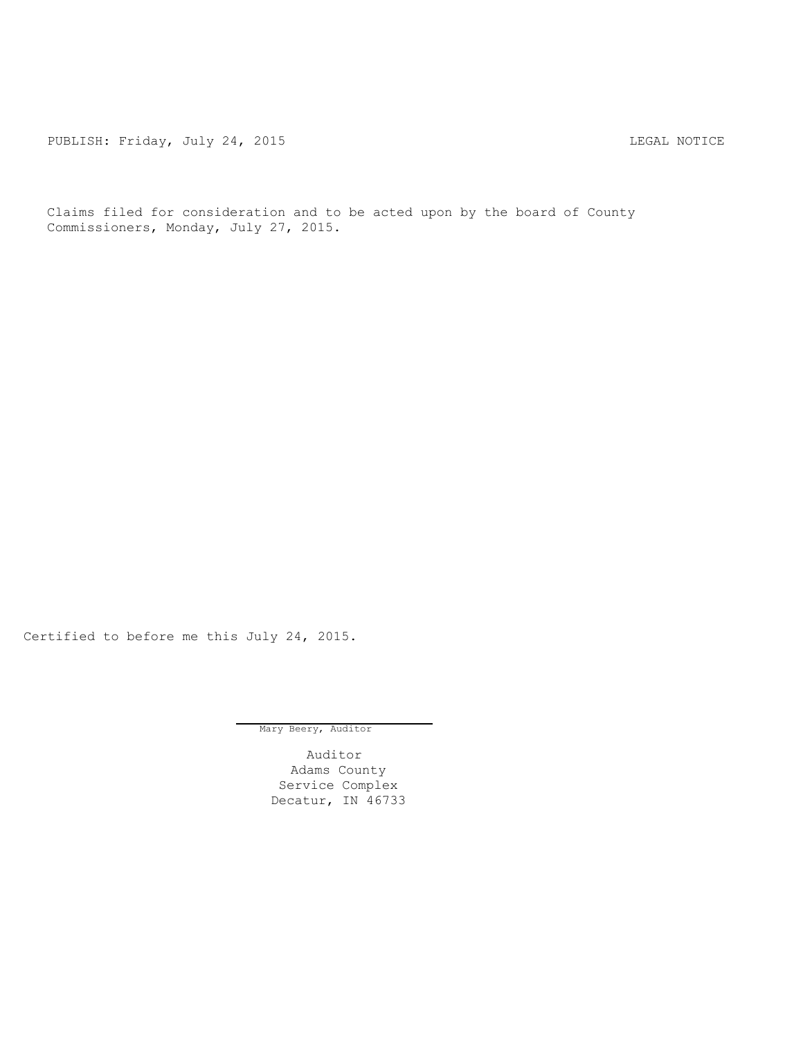PUBLISH: Friday, July 24, 2015 LEGAL NOTICE

Claims filed for consideration and to be acted upon by the board of County Commissioners, Monday, July 27, 2015.

Certified to before me this July 24, 2015.

Mary Beery, Auditor

Auditor
Adams County
Service Complex
Decatur, IN 46733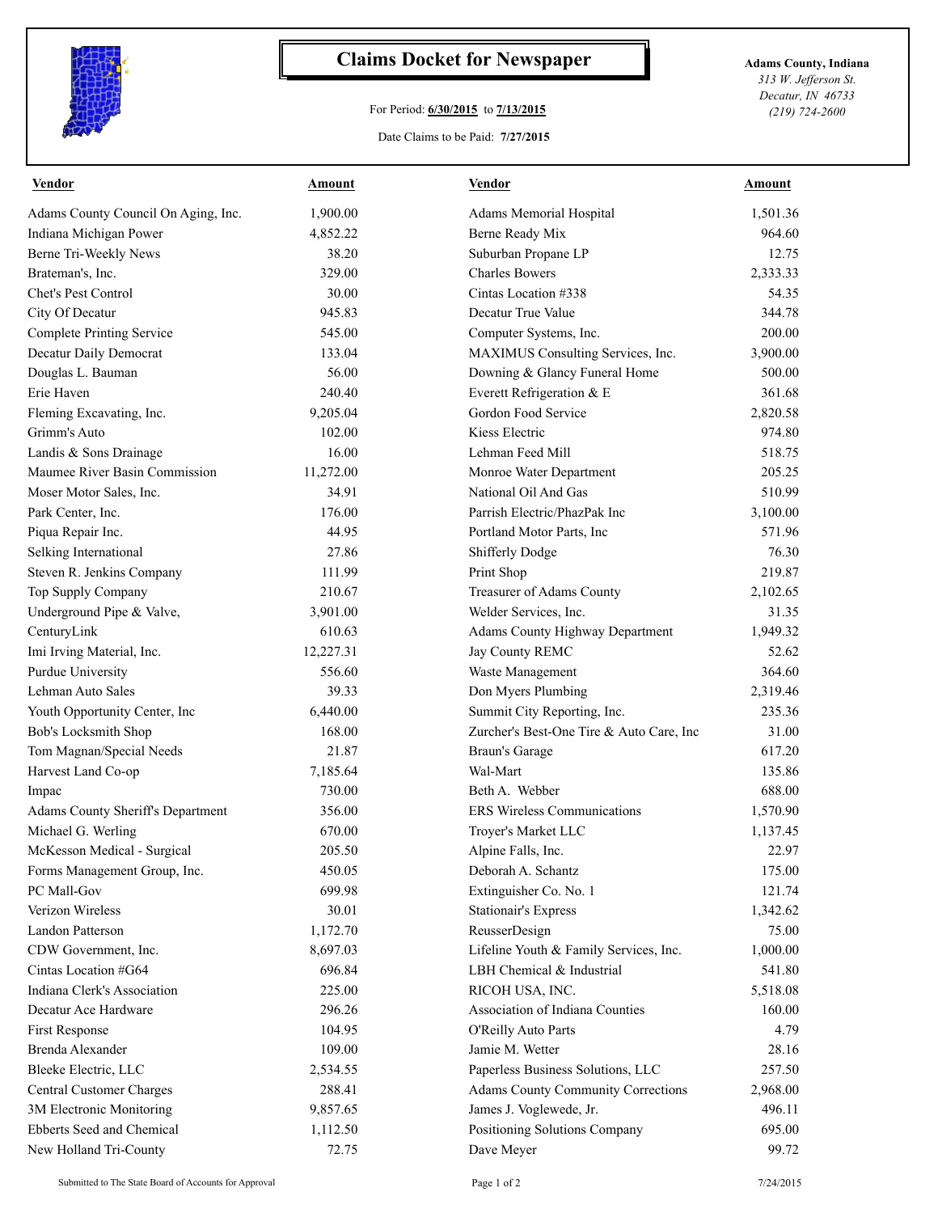# Claims Docket for Newspaper

For Period: **6/30/2015** to **7/13/2015**

Date Claims to be Paid: **7/27/2015**

**Adams County, Indiana**
*313 W. Jefferson St.*
*Decatur, IN 46733*
*(219) 724-2600*

| Vendor | Amount | Vendor | Amount |
|---|---|---|---|
| Adams County Council On Aging, Inc. | 1,900.00 | Adams Memorial Hospital | 1,501.36 |
| Indiana Michigan Power | 4,852.22 | Berne Ready Mix | 964.60 |
| Berne Tri-Weekly News | 38.20 | Suburban Propane LP | 12.75 |
| Brateman's, Inc. | 329.00 | Charles Bowers | 2,333.33 |
| Chet's Pest Control | 30.00 | Cintas Location #338 | 54.35 |
| City Of Decatur | 945.83 | Decatur True Value | 344.78 |
| Complete Printing Service | 545.00 | Computer Systems, Inc. | 200.00 |
| Decatur Daily Democrat | 133.04 | MAXIMUS Consulting Services, Inc. | 3,900.00 |
| Douglas L. Bauman | 56.00 | Downing & Glancy Funeral Home | 500.00 |
| Erie Haven | 240.40 | Everett Refrigeration & E | 361.68 |
| Fleming Excavating, Inc. | 9,205.04 | Gordon Food Service | 2,820.58 |
| Grimm's Auto | 102.00 | Kiess Electric | 974.80 |
| Landis & Sons Drainage | 16.00 | Lehman Feed Mill | 518.75 |
| Maumee River Basin Commission | 11,272.00 | Monroe Water Department | 205.25 |
| Moser Motor Sales, Inc. | 34.91 | National Oil And Gas | 510.99 |
| Park Center, Inc. | 176.00 | Parrish Electric/PhazPak Inc | 3,100.00 |
| Piqua Repair Inc. | 44.95 | Portland Motor Parts, Inc | 571.96 |
| Selking International | 27.86 | Shifferly Dodge | 76.30 |
| Steven R. Jenkins Company | 111.99 | Print Shop | 219.87 |
| Top Supply Company | 210.67 | Treasurer of Adams County | 2,102.65 |
| Underground Pipe & Valve, | 3,901.00 | Welder Services, Inc. | 31.35 |
| CenturyLink | 610.63 | Adams County Highway Department | 1,949.32 |
| Imi Irving Material, Inc. | 12,227.31 | Jay County REMC | 52.62 |
| Purdue University | 556.60 | Waste Management | 364.60 |
| Lehman Auto Sales | 39.33 | Don Myers Plumbing | 2,319.46 |
| Youth Opportunity Center, Inc | 6,440.00 | Summit City Reporting, Inc. | 235.36 |
| Bob's Locksmith Shop | 168.00 | Zurcher's Best-One Tire & Auto Care, Inc | 31.00 |
| Tom Magnan/Special Needs | 21.87 | Braun's Garage | 617.20 |
| Harvest Land Co-op | 7,185.64 | Wal-Mart | 135.86 |
| Impac | 730.00 | Beth A. Webber | 688.00 |
| Adams County Sheriff's Department | 356.00 | ERS Wireless Communications | 1,570.90 |
| Michael G. Werling | 670.00 | Troyer's Market LLC | 1,137.45 |
| McKesson Medical - Surgical | 205.50 | Alpine Falls, Inc. | 22.97 |
| Forms Management Group, Inc. | 450.05 | Deborah A. Schantz | 175.00 |
| PC Mall-Gov | 699.98 | Extinguisher Co. No. 1 | 121.74 |
| Verizon Wireless | 30.01 | Stationair's Express | 1,342.62 |
| Landon Patterson | 1,172.70 | ReusserDesign | 75.00 |
| CDW Government, Inc. | 8,697.03 | Lifeline Youth & Family Services, Inc. | 1,000.00 |
| Cintas Location #G64 | 696.84 | LBH Chemical & Industrial | 541.80 |
| Indiana Clerk's Association | 225.00 | RICOH USA, INC. | 5,518.08 |
| Decatur Ace Hardware | 296.26 | Association of Indiana Counties | 160.00 |
| First Response | 104.95 | O'Reilly Auto Parts | 4.79 |
| Brenda Alexander | 109.00 | Jamie M. Wetter | 28.16 |
| Bleeke Electric, LLC | 2,534.55 | Paperless Business Solutions, LLC | 257.50 |
| Central Customer Charges | 288.41 | Adams County Community Corrections | 2,968.00 |
| 3M Electronic Monitoring | 9,857.65 | James J. Voglewede, Jr. | 496.11 |
| Ebberts Seed and Chemical | 1,112.50 | Positioning Solutions Company | 695.00 |
| New Holland Tri-County | 72.75 | Dave Meyer | 99.72 |

Submitted to The State Board of Accounts for Approval — 7/24/2015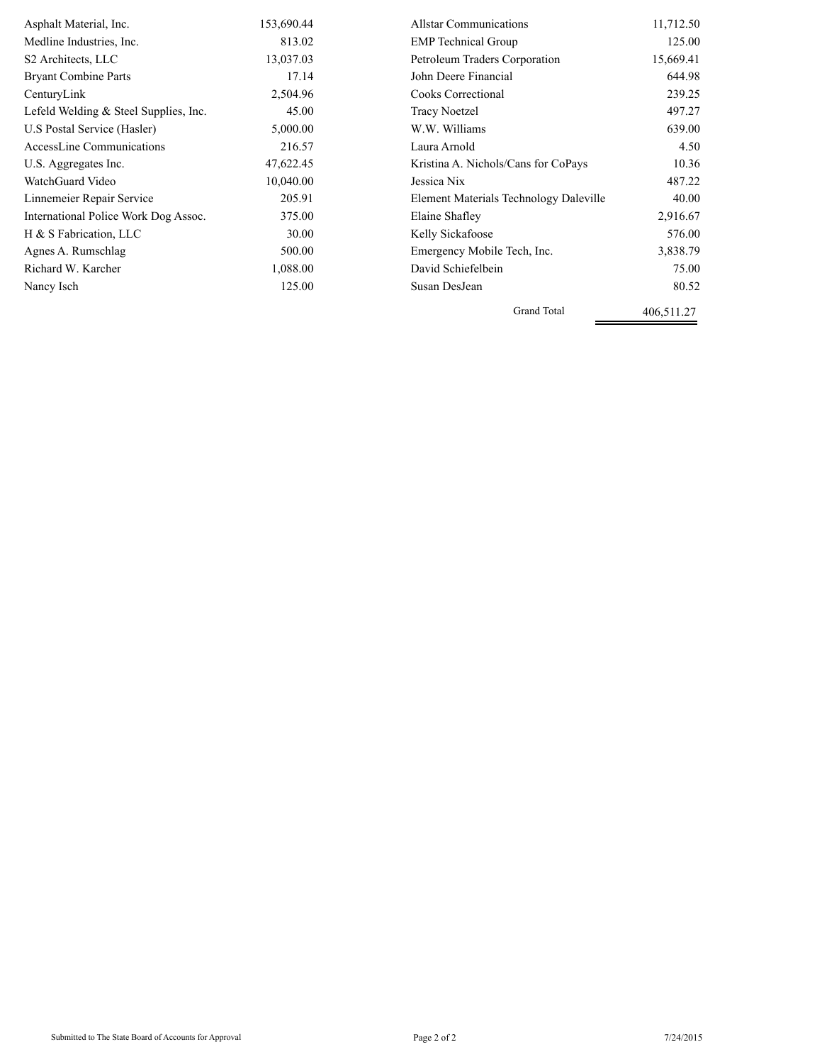| | | | |
|---|---|---|---|
| Asphalt Material, Inc. | 153,690.44 | Allstar Communications | 11,712.50 |
| Medline Industries, Inc. | 813.02 | EMP Technical Group | 125.00 |
| S2 Architects, LLC | 13,037.03 | Petroleum Traders Corporation | 15,669.41 |
| Bryant Combine Parts | 17.14 | John Deere Financial | 644.98 |
| CenturyLink | 2,504.96 | Cooks Correctional | 239.25 |
| Lefeld Welding & Steel Supplies, Inc. | 45.00 | Tracy Noetzel | 497.27 |
| U.S Postal Service (Hasler) | 5,000.00 | W.W. Williams | 639.00 |
| AccessLine Communications | 216.57 | Laura Arnold | 4.50 |
| U.S. Aggregates Inc. | 47,622.45 | Kristina A. Nichols/Cans for CoPays | 10.36 |
| WatchGuard Video | 10,040.00 | Jessica Nix | 487.22 |
| Linnemeier Repair Service | 205.91 | Element Materials Technology Daleville | 40.00 |
| International Police Work Dog Assoc. | 375.00 | Elaine Shafley | 2,916.67 |
| H & S Fabrication, LLC | 30.00 | Kelly Sickafoose | 576.00 |
| Agnes A. Rumschlag | 500.00 | Emergency Mobile Tech, Inc. | 3,838.79 |
| Richard W. Karcher | 1,088.00 | David Schiefelbein | 75.00 |
| Nancy Isch | 125.00 | Susan DesJean | 80.52 |
| | | Grand Total | 406,511.27 |

Submitted to The State Board of Accounts for Approval

7/24/2015